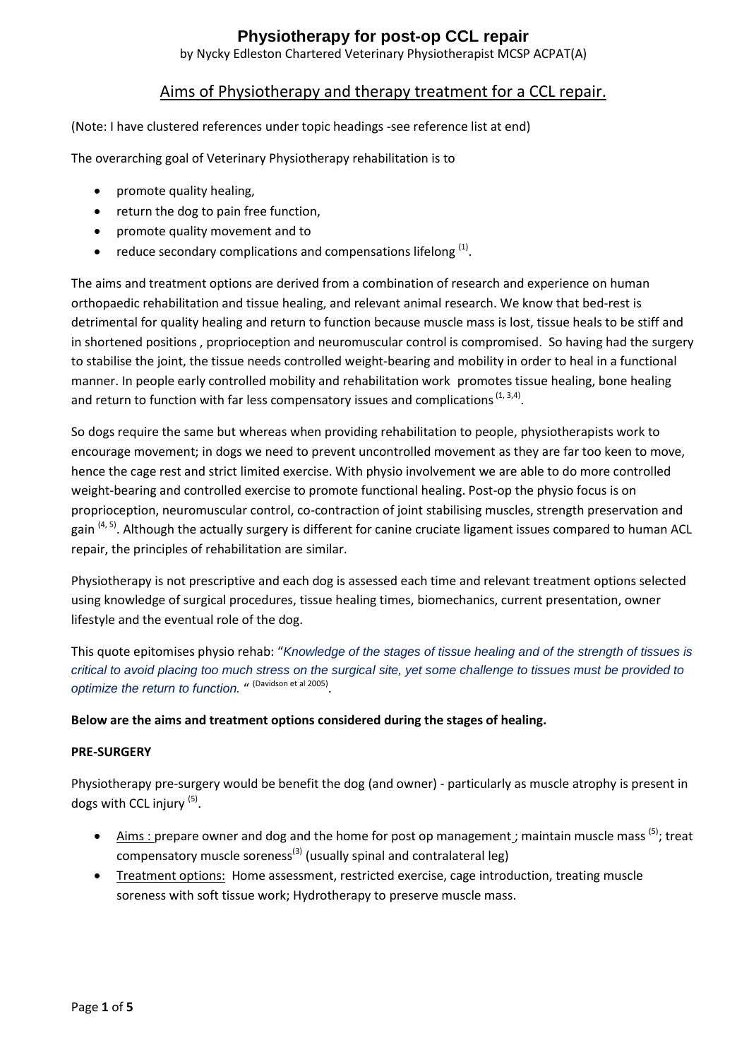# Physiotherapy for post-op CCL repair

by Nycky Edleston Chartered Veterinary Physiotherapist MCSP ACPAT(A)

## Aims of Physiotherapy and therapy treatment for a CCL repair.

(Note: I have clustered references under topic headings -see reference list at end)

The overarching goal of Veterinary Physiotherapy rehabilitation is to

- promote quality healing,
- return the dog to pain free function,
- promote quality movement and to
- reduce secondary complications and compensations lifelong [1].

The aims and treatment options are derived from a combination of research and experience on human orthopaedic rehabilitation and tissue healing, and relevant animal research. We know that bed-rest is detrimental for quality healing and return to function because muscle mass is lost, tissue heals to be stiff and in shortened positions , proprioception and neuromuscular control is compromised. So having had the surgery to stabilise the joint, the tissue needs controlled weight-bearing and mobility in order to heal in a functional manner. In people early controlled mobility and rehabilitation work promotes tissue healing, bone healing and return to function with far less compensatory issues and complications [1, 3,4].

So dogs require the same but whereas when providing rehabilitation to people, physiotherapists work to encourage movement; in dogs we need to prevent uncontrolled movement as they are far too keen to move, hence the cage rest and strict limited exercise. With physio involvement we are able to do more controlled weight-bearing and controlled exercise to promote functional healing. Post-op the physio focus is on proprioception, neuromuscular control, co-contraction of joint stabilising muscles, strength preservation and gain [4, 5]. Although the actually surgery is different for canine cruciate ligament issues compared to human ACL repair, the principles of rehabilitation are similar.

Physiotherapy is not prescriptive and each dog is assessed each time and relevant treatment options selected using knowledge of surgical procedures, tissue healing times, biomechanics, current presentation, owner lifestyle and the eventual role of the dog.

This quote epitomises physio rehab: "*Knowledge of the stages of tissue healing and of the strength of tissues is critical to avoid placing too much stress on the surgical site, yet some challenge to tissues must be provided to optimize the return to function.* " [Davidson et al 2005].

**Below are the aims and treatment options considered during the stages of healing.**

**PRE-SURGERY**

Physiotherapy pre-surgery would be benefit the dog (and owner) - particularly as muscle atrophy is present in dogs with CCL injury [5].

- Aims : prepare owner and dog and the home for post op management ; maintain muscle mass [5]; treat compensatory muscle soreness[3] (usually spinal and contralateral leg)
- Treatment options: Home assessment, restricted exercise, cage introduction, treating muscle soreness with soft tissue work; Hydrotherapy to preserve muscle mass.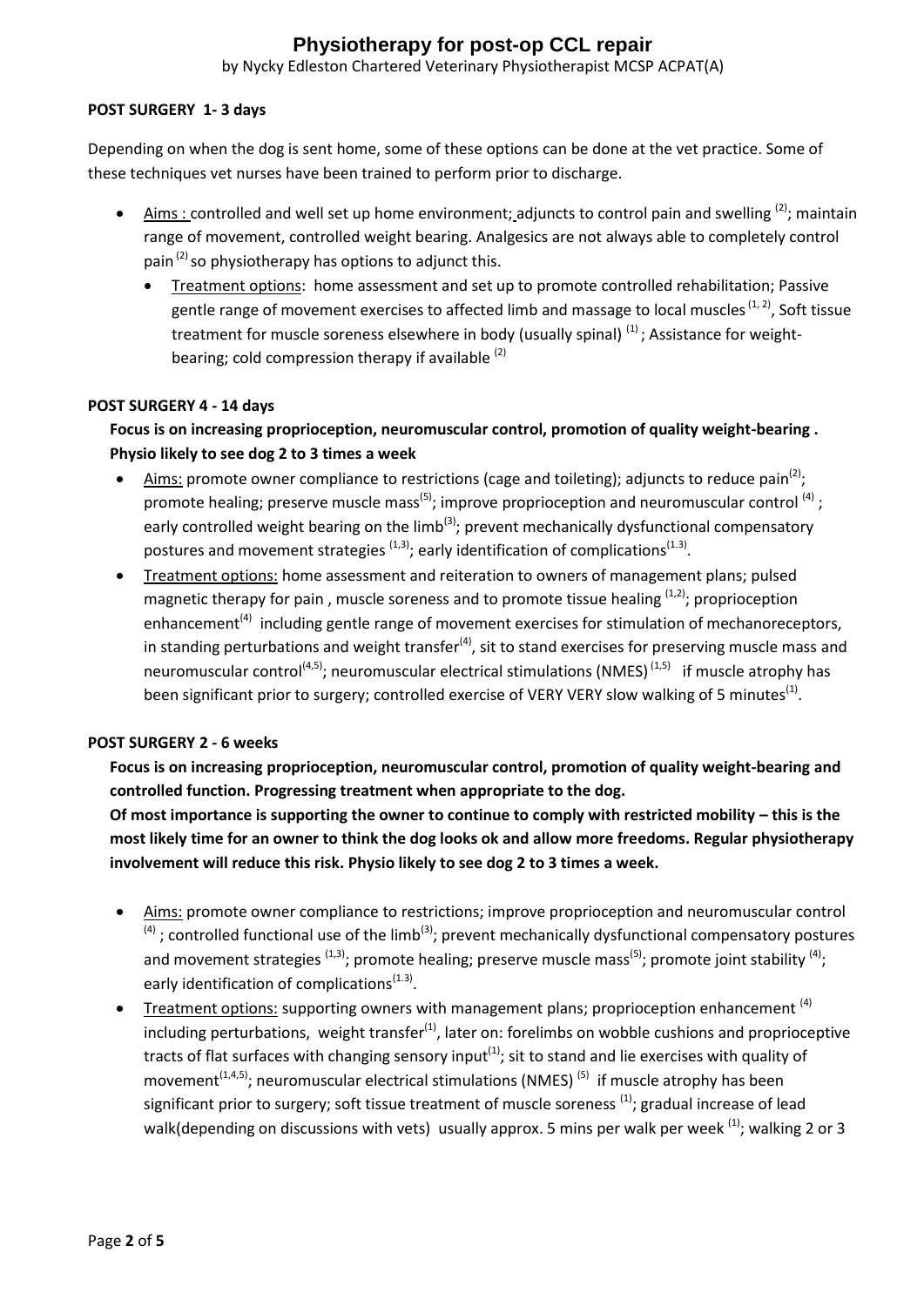# Physiotherapy for post-op CCL repair

by Nycky Edleston Chartered Veterinary Physiotherapist MCSP ACPAT(A)

**POST SURGERY 1- 3 days**

Depending on when the dog is sent home, some of these options can be done at the vet practice. Some of these techniques vet nurses have been trained to perform prior to discharge.

- Aims : controlled and well set up home environment; adjuncts to control pain and swelling [2]; maintain range of movement, controlled weight bearing. Analgesics are not always able to completely control pain [2] so physiotherapy has options to adjunct this.
  - Treatment options: home assessment and set up to promote controlled rehabilitation; Passive gentle range of movement exercises to affected limb and massage to local muscles [1, 2], Soft tissue treatment for muscle soreness elsewhere in body (usually spinal) [1]; Assistance for weight-bearing; cold compression therapy if available [2]

**POST SURGERY 4 - 14 days**

**Focus is on increasing proprioception, neuromuscular control, promotion of quality weight-bearing . Physio likely to see dog 2 to 3 times a week**

- Aims: promote owner compliance to restrictions (cage and toileting); adjuncts to reduce pain[2]; promote healing; preserve muscle mass[5]; improve proprioception and neuromuscular control [4]; early controlled weight bearing on the limb[3]; prevent mechanically dysfunctional compensatory postures and movement strategies [1,3]; early identification of complications[1.3].
- Treatment options: home assessment and reiteration to owners of management plans; pulsed magnetic therapy for pain , muscle soreness and to promote tissue healing [1,2]; proprioception enhancement[4] including gentle range of movement exercises for stimulation of mechanoreceptors, in standing perturbations and weight transfer[4], sit to stand exercises for preserving muscle mass and neuromuscular control[4,5]; neuromuscular electrical stimulations (NMES) [1,5] if muscle atrophy has been significant prior to surgery; controlled exercise of VERY VERY slow walking of 5 minutes[1].

**POST SURGERY 2 - 6 weeks**

**Focus is on increasing proprioception, neuromuscular control, promotion of quality weight-bearing and controlled function. Progressing treatment when appropriate to the dog.**

**Of most importance is supporting the owner to continue to comply with restricted mobility – this is the most likely time for an owner to think the dog looks ok and allow more freedoms. Regular physiotherapy involvement will reduce this risk. Physio likely to see dog 2 to 3 times a week.**

- Aims: promote owner compliance to restrictions; improve proprioception and neuromuscular control [4]; controlled functional use of the limb[3]; prevent mechanically dysfunctional compensatory postures and movement strategies [1,3]; promote healing; preserve muscle mass[5]; promote joint stability [4]; early identification of complications[1.3].
- Treatment options: supporting owners with management plans; proprioception enhancement [4] including perturbations, weight transfer[1], later on: forelimbs on wobble cushions and proprioceptive tracts of flat surfaces with changing sensory input[1]; sit to stand and lie exercises with quality of movement[1,4,5]; neuromuscular electrical stimulations (NMES) [5] if muscle atrophy has been significant prior to surgery; soft tissue treatment of muscle soreness [1]; gradual increase of lead walk(depending on discussions with vets) usually approx. 5 mins per walk per week [1]; walking 2 or 3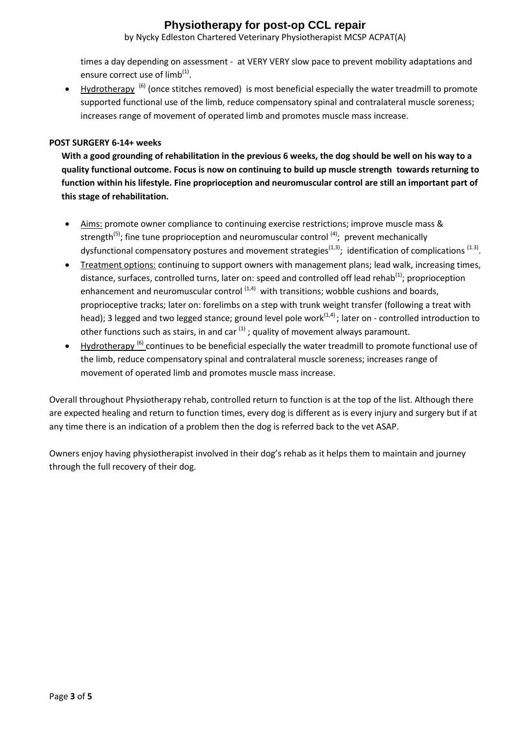times a day depending on assessment - at VERY VERY slow pace to prevent mobility adaptations and ensure correct use of limb[1].

- Hydrotherapy [6] (once stitches removed) is most beneficial especially the water treadmill to promote supported functional use of the limb, reduce compensatory spinal and contralateral muscle soreness; increases range of movement of operated limb and promotes muscle mass increase.

**POST SURGERY 6-14+ weeks**

**With a good grounding of rehabilitation in the previous 6 weeks, the dog should be well on his way to a quality functional outcome. Focus is now on continuing to build up muscle strength towards returning to function within his lifestyle. Fine proprioception and neuromuscular control are still an important part of this stage of rehabilitation.**

- Aims: promote owner compliance to continuing exercise restrictions; improve muscle mass & strength[5]; fine tune proprioception and neuromuscular control [4]; prevent mechanically dysfunctional compensatory postures and movement strategies[1,3]; identification of complications [1.3].
- Treatment options: continuing to support owners with management plans; lead walk, increasing times, distance, surfaces, controlled turns, later on: speed and controlled off lead rehab[1]; proprioception enhancement and neuromuscular control [1,4] with transitions; wobble cushions and boards, proprioceptive tracks; later on: forelimbs on a step with trunk weight transfer (following a treat with head); 3 legged and two legged stance; ground level pole work[1,4]; later on - controlled introduction to other functions such as stairs, in and car [1]; quality of movement always paramount.
- Hydrotherapy [6] continues to be beneficial especially the water treadmill to promote functional use of the limb, reduce compensatory spinal and contralateral muscle soreness; increases range of movement of operated limb and promotes muscle mass increase.

Overall throughout Physiotherapy rehab, controlled return to function is at the top of the list. Although there are expected healing and return to function times, every dog is different as is every injury and surgery but if at any time there is an indication of a problem then the dog is referred back to the vet ASAP.

Owners enjoy having physiotherapist involved in their dog's rehab as it helps them to maintain and journey through the full recovery of their dog.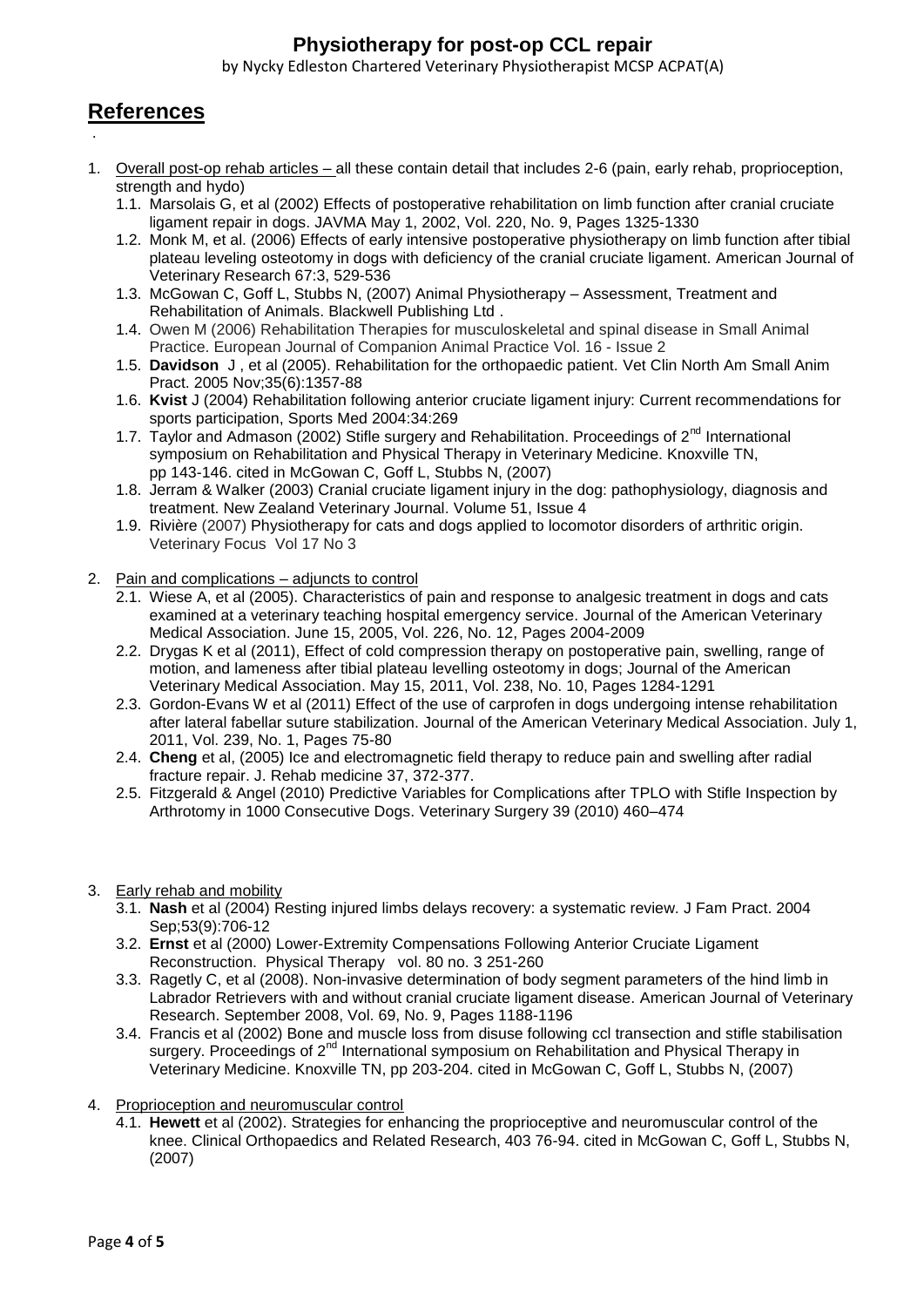## References

.

1. Overall post-op rehab articles – all these contain detail that includes 2-6 (pain, early rehab, proprioception, strength and hydo)
   1.1. Marsolais G, et al (2002) Effects of postoperative rehabilitation on limb function after cranial cruciate ligament repair in dogs. JAVMA May 1, 2002, Vol. 220, No. 9, Pages 1325-1330
   1.2. Monk M, et al. (2006) Effects of early intensive postoperative physiotherapy on limb function after tibial plateau leveling osteotomy in dogs with deficiency of the cranial cruciate ligament. American Journal of Veterinary Research 67:3, 529-536
   1.3. McGowan C, Goff L, Stubbs N, (2007) Animal Physiotherapy – Assessment, Treatment and Rehabilitation of Animals. Blackwell Publishing Ltd .
   1.4. Owen M (2006) Rehabilitation Therapies for musculoskeletal and spinal disease in Small Animal Practice. European Journal of Companion Animal Practice Vol. 16 - Issue 2
   1.5. **Davidson** J , et al (2005). Rehabilitation for the orthopaedic patient. Vet Clin North Am Small Anim Pract. 2005 Nov;35(6):1357-88
   1.6. **Kvist** J (2004) Rehabilitation following anterior cruciate ligament injury: Current recommendations for sports participation, Sports Med 2004:34:269
   1.7. Taylor and Admason (2002) Stifle surgery and Rehabilitation. Proceedings of 2nd International symposium on Rehabilitation and Physical Therapy in Veterinary Medicine. Knoxville TN, pp 143-146. cited in McGowan C, Goff L, Stubbs N, (2007)
   1.8. Jerram & Walker (2003) Cranial cruciate ligament injury in the dog: pathophysiology, diagnosis and treatment. New Zealand Veterinary Journal. Volume 51, Issue 4
   1.9. Rivière (2007) Physiotherapy for cats and dogs applied to locomotor disorders of arthritic origin. Veterinary Focus Vol 17 No 3

2. Pain and complications – adjuncts to control
   2.1. Wiese A, et al (2005). Characteristics of pain and response to analgesic treatment in dogs and cats examined at a veterinary teaching hospital emergency service. Journal of the American Veterinary Medical Association. June 15, 2005, Vol. 226, No. 12, Pages 2004-2009
   2.2. Drygas K et al (2011), Effect of cold compression therapy on postoperative pain, swelling, range of motion, and lameness after tibial plateau levelling osteotomy in dogs; Journal of the American Veterinary Medical Association. May 15, 2011, Vol. 238, No. 10, Pages 1284-1291
   2.3. Gordon-Evans W et al (2011) Effect of the use of carprofen in dogs undergoing intense rehabilitation after lateral fabellar suture stabilization. Journal of the American Veterinary Medical Association. July 1, 2011, Vol. 239, No. 1, Pages 75-80
   2.4. **Cheng** et al, (2005) Ice and electromagnetic field therapy to reduce pain and swelling after radial fracture repair. J. Rehab medicine 37, 372-377.
   2.5. Fitzgerald & Angel (2010) Predictive Variables for Complications after TPLO with Stifle Inspection by Arthrotomy in 1000 Consecutive Dogs. Veterinary Surgery 39 (2010) 460–474

3. Early rehab and mobility
   3.1. **Nash** et al (2004) Resting injured limbs delays recovery: a systematic review. J Fam Pract. 2004 Sep;53(9):706-12
   3.2. **Ernst** et al (2000) Lower-Extremity Compensations Following Anterior Cruciate Ligament Reconstruction. Physical Therapy vol. 80 no. 3 251-260
   3.3. Ragetly C, et al (2008). Non-invasive determination of body segment parameters of the hind limb in Labrador Retrievers with and without cranial cruciate ligament disease. American Journal of Veterinary Research. September 2008, Vol. 69, No. 9, Pages 1188-1196
   3.4. Francis et al (2002) Bone and muscle loss from disuse following ccl transection and stifle stabilisation surgery. Proceedings of 2nd International symposium on Rehabilitation and Physical Therapy in Veterinary Medicine. Knoxville TN, pp 203-204. cited in McGowan C, Goff L, Stubbs N, (2007)

4. Proprioception and neuromuscular control
   4.1. **Hewett** et al (2002). Strategies for enhancing the proprioceptive and neuromuscular control of the knee. Clinical Orthopaedics and Related Research, 403 76-94. cited in McGowan C, Goff L, Stubbs N, (2007)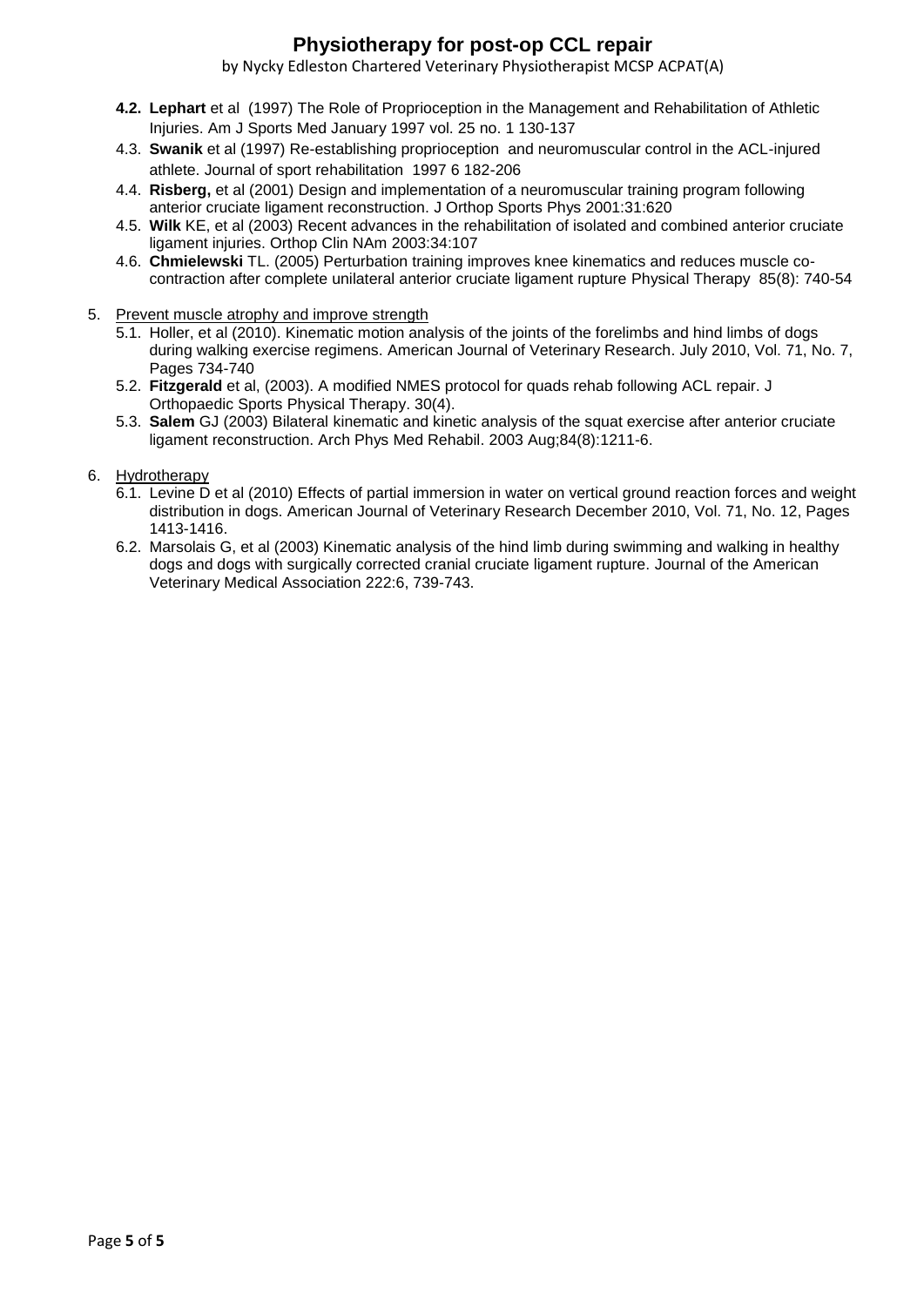4.2. **Lephart** et al (1997) The Role of Proprioception in the Management and Rehabilitation of Athletic Injuries. Am J Sports Med January 1997 vol. 25 no. 1 130-137

4.3. **Swanik** et al (1997) Re-establishing proprioception and neuromuscular control in the ACL-injured athlete. Journal of sport rehabilitation 1997 6 182-206

4.4. **Risberg,** et al (2001) Design and implementation of a neuromuscular training program following anterior cruciate ligament reconstruction. J Orthop Sports Phys 2001:31:620

4.5. **Wilk** KE, et al (2003) Recent advances in the rehabilitation of isolated and combined anterior cruciate ligament injuries. Orthop Clin NAm 2003:34:107

4.6. **Chmielewski** TL. (2005) Perturbation training improves knee kinematics and reduces muscle co-contraction after complete unilateral anterior cruciate ligament rupture Physical Therapy 85(8): 740-54

5. Prevent muscle atrophy and improve strength

5.1. Holler, et al (2010). Kinematic motion analysis of the joints of the forelimbs and hind limbs of dogs during walking exercise regimens. American Journal of Veterinary Research. July 2010, Vol. 71, No. 7, Pages 734-740

5.2. **Fitzgerald** et al, (2003). A modified NMES protocol for quads rehab following ACL repair. J Orthopaedic Sports Physical Therapy. 30(4).

5.3. **Salem** GJ (2003) Bilateral kinematic and kinetic analysis of the squat exercise after anterior cruciate ligament reconstruction. Arch Phys Med Rehabil. 2003 Aug;84(8):1211-6.

6. Hydrotherapy

6.1. Levine D et al (2010) Effects of partial immersion in water on vertical ground reaction forces and weight distribution in dogs. American Journal of Veterinary Research December 2010, Vol. 71, No. 12, Pages 1413-1416.

6.2. Marsolais G, et al (2003) Kinematic analysis of the hind limb during swimming and walking in healthy dogs and dogs with surgically corrected cranial cruciate ligament rupture. Journal of the American Veterinary Medical Association 222:6, 739-743.